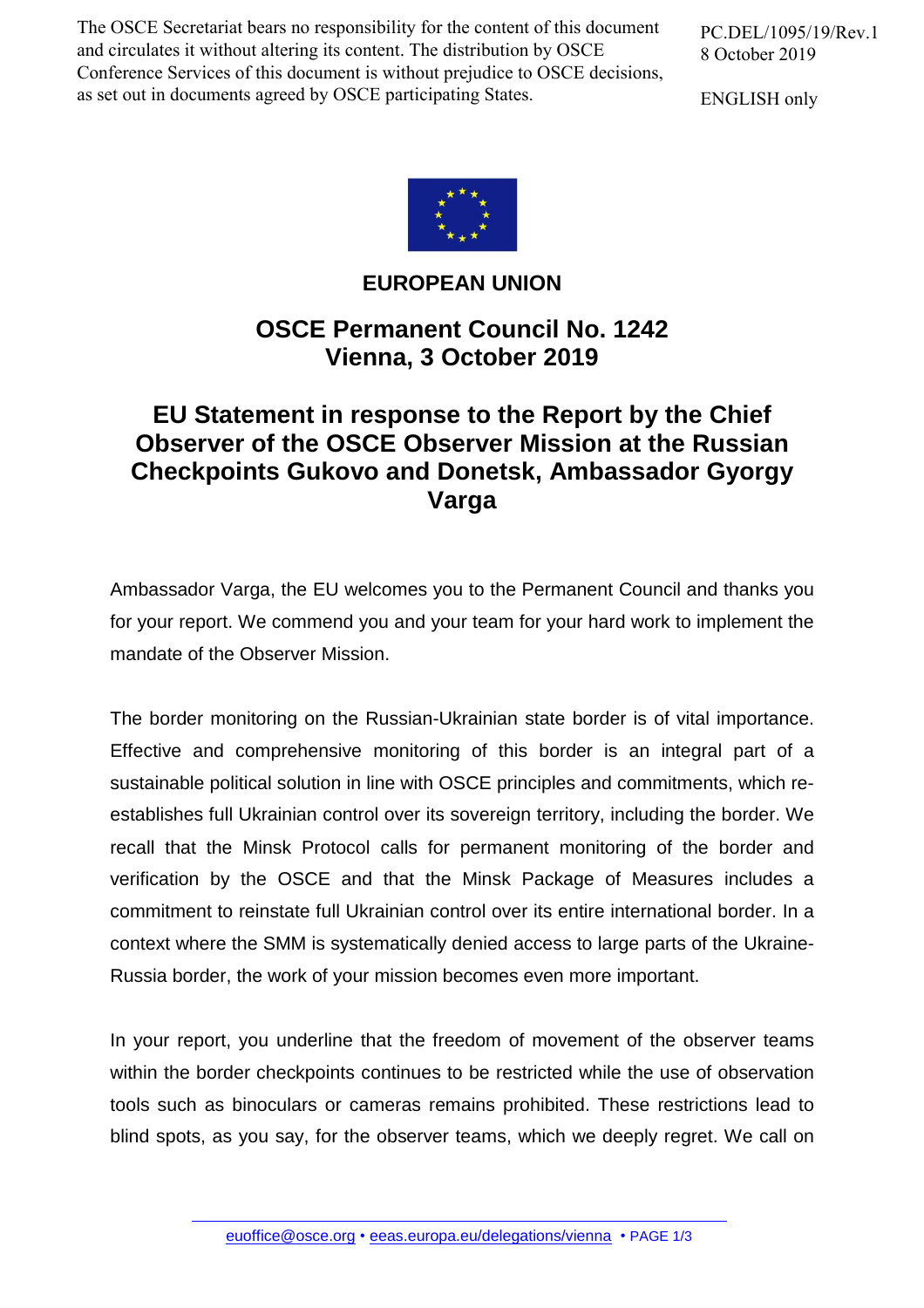The OSCE Secretariat bears no responsibility for the content of this document and circulates it without altering its content. The distribution by OSCE Conference Services of this document is without prejudice to OSCE decisions, as set out in documents agreed by OSCE participating States.

PC.DEL/1095/19/Rev.1
8 October 2019

ENGLISH only

**EUROPEAN UNION**

## OSCE Permanent Council No. 1242
## Vienna, 3 October 2019

# EU Statement in response to the Report by the Chief Observer of the OSCE Observer Mission at the Russian Checkpoints Gukovo and Donetsk, Ambassador Gyorgy Varga

Ambassador Varga, the EU welcomes you to the Permanent Council and thanks you for your report. We commend you and your team for your hard work to implement the mandate of the Observer Mission.

The border monitoring on the Russian-Ukrainian state border is of vital importance. Effective and comprehensive monitoring of this border is an integral part of a sustainable political solution in line with OSCE principles and commitments, which re-establishes full Ukrainian control over its sovereign territory, including the border. We recall that the Minsk Protocol calls for permanent monitoring of the border and verification by the OSCE and that the Minsk Package of Measures includes a commitment to reinstate full Ukrainian control over its entire international border. In a context where the SMM is systematically denied access to large parts of the Ukraine-Russia border, the work of your mission becomes even more important.

In your report, you underline that the freedom of movement of the observer teams within the border checkpoints continues to be restricted while the use of observation tools such as binoculars or cameras remains prohibited. These restrictions lead to blind spots, as you say, for the observer teams, which we deeply regret. We call on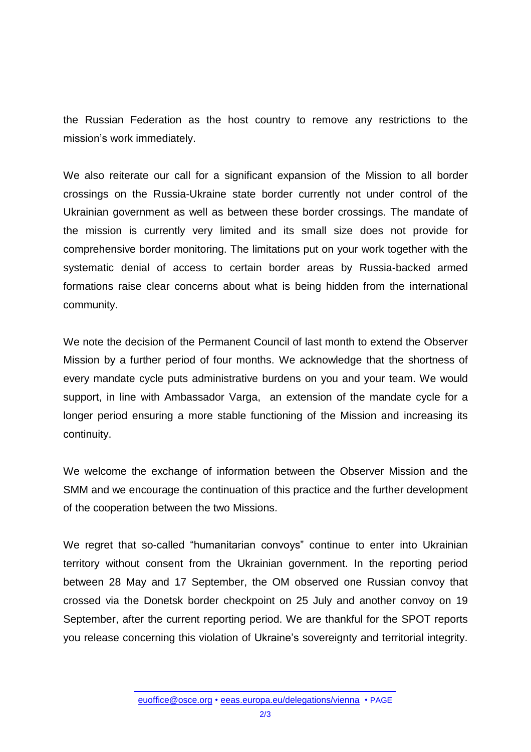the Russian Federation as the host country to remove any restrictions to the mission's work immediately.

We also reiterate our call for a significant expansion of the Mission to all border crossings on the Russia-Ukraine state border currently not under control of the Ukrainian government as well as between these border crossings. The mandate of the mission is currently very limited and its small size does not provide for comprehensive border monitoring. The limitations put on your work together with the systematic denial of access to certain border areas by Russia-backed armed formations raise clear concerns about what is being hidden from the international community.

We note the decision of the Permanent Council of last month to extend the Observer Mission by a further period of four months. We acknowledge that the shortness of every mandate cycle puts administrative burdens on you and your team. We would support, in line with Ambassador Varga, an extension of the mandate cycle for a longer period ensuring a more stable functioning of the Mission and increasing its continuity.

We welcome the exchange of information between the Observer Mission and the SMM and we encourage the continuation of this practice and the further development of the cooperation between the two Missions.

We regret that so-called "humanitarian convoys" continue to enter into Ukrainian territory without consent from the Ukrainian government. In the reporting period between 28 May and 17 September, the OM observed one Russian convoy that crossed via the Donetsk border checkpoint on 25 July and another convoy on 19 September, after the current reporting period. We are thankful for the SPOT reports you release concerning this violation of Ukraine's sovereignty and territorial integrity.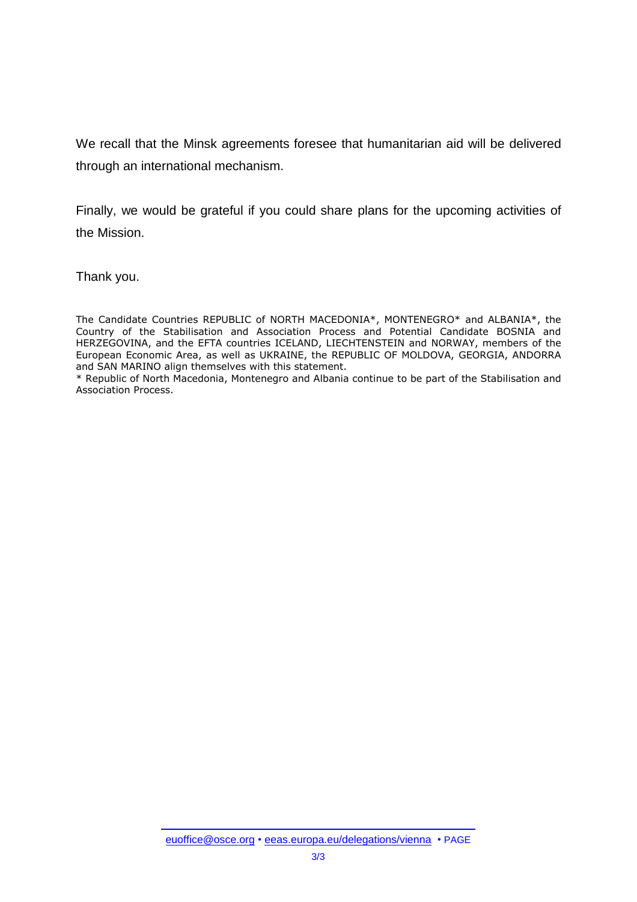We recall that the Minsk agreements foresee that humanitarian aid will be delivered through an international mechanism.

Finally, we would be grateful if you could share plans for the upcoming activities of the Mission.

Thank you.

The Candidate Countries REPUBLIC of NORTH MACEDONIA*, MONTENEGRO* and ALBANIA*, the Country of the Stabilisation and Association Process and Potential Candidate BOSNIA and HERZEGOVINA, and the EFTA countries ICELAND, LIECHTENSTEIN and NORWAY, members of the European Economic Area, as well as UKRAINE, the REPUBLIC OF MOLDOVA, GEORGIA, ANDORRA and SAN MARINO align themselves with this statement.

* Republic of North Macedonia, Montenegro and Albania continue to be part of the Stabilisation and Association Process.